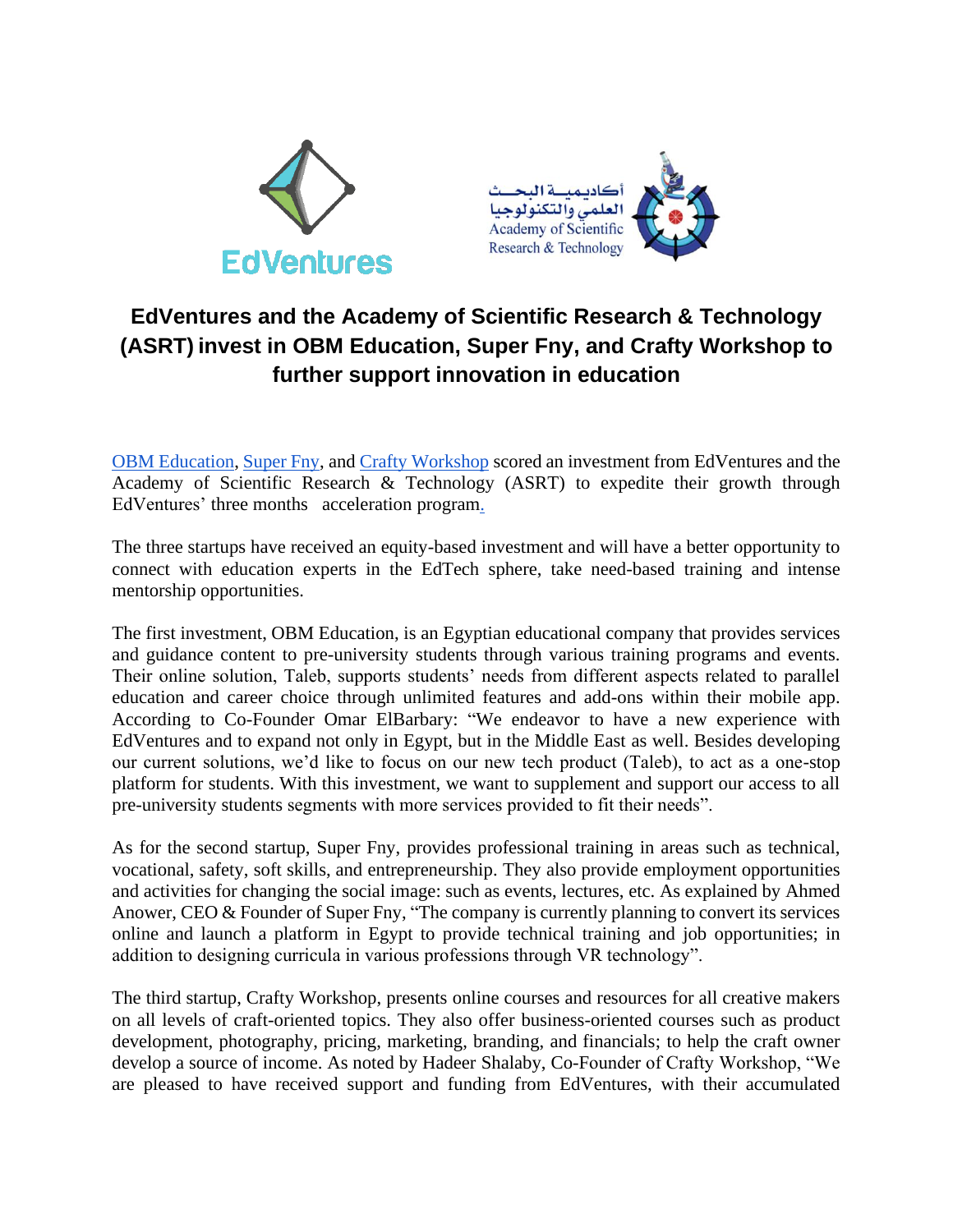# EdVentures and the Academy of Scientific Research & Technology (ASRT) invest in OBM Education, Super Fny, and Crafty Workshop to further support innovation in education

OBM Education, Super Fny, and Crafty Workshop scored an investment from EdVentures and the Academy of Scientific Research & Technology (ASRT) to expedite their growth through EdVentures' three months acceleration program.

The three startups have received an equity-based investment and will have a better opportunity to connect with education experts in the EdTech sphere, take need-based training and intense mentorship opportunities.

The first investment, OBM Education, is an Egyptian educational company that provides services and guidance content to pre-university students through various training programs and events. Their online solution, Taleb, supports students' needs from different aspects related to parallel education and career choice through unlimited features and add-ons within their mobile app. According to Co-Founder Omar ElBarbary: "We endeavor to have a new experience with EdVentures and to expand not only in Egypt, but in the Middle East as well. Besides developing our current solutions, we'd like to focus on our new tech product (Taleb), to act as a one-stop platform for students. With this investment, we want to supplement and support our access to all pre-university students segments with more services provided to fit their needs".

As for the second startup, Super Fny, provides professional training in areas such as technical, vocational, safety, soft skills, and entrepreneurship. They also provide employment opportunities and activities for changing the social image: such as events, lectures, etc. As explained by Ahmed Anower, CEO & Founder of Super Fny, "The company is currently planning to convert its services online and launch a platform in Egypt to provide technical training and job opportunities; in addition to designing curricula in various professions through VR technology".

The third startup, Crafty Workshop, presents online courses and resources for all creative makers on all levels of craft-oriented topics. They also offer business-oriented courses such as product development, photography, pricing, marketing, branding, and financials; to help the craft owner develop a source of income. As noted by Hadeer Shalaby, Co-Founder of Crafty Workshop, "We are pleased to have received support and funding from EdVentures, with their accumulated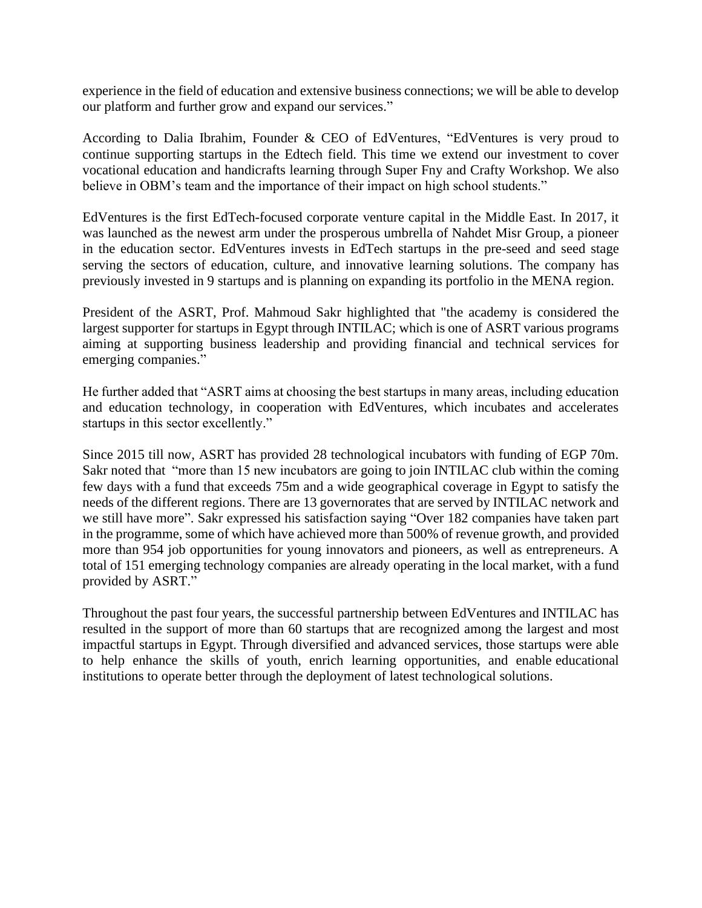experience in the field of education and extensive business connections; we will be able to develop our platform and further grow and expand our services."

According to Dalia Ibrahim, Founder & CEO of EdVentures, "EdVentures is very proud to continue supporting startups in the Edtech field. This time we extend our investment to cover vocational education and handicrafts learning through Super Fny and Crafty Workshop. We also believe in OBM's team and the importance of their impact on high school students."

EdVentures is the first EdTech-focused corporate venture capital in the Middle East. In 2017, it was launched as the newest arm under the prosperous umbrella of Nahdet Misr Group, a pioneer in the education sector. EdVentures invests in EdTech startups in the pre-seed and seed stage serving the sectors of education, culture, and innovative learning solutions. The company has previously invested in 9 startups and is planning on expanding its portfolio in the MENA region.

President of the ASRT, Prof. Mahmoud Sakr highlighted that "the academy is considered the largest supporter for startups in Egypt through INTILAC; which is one of ASRT various programs aiming at supporting business leadership and providing financial and technical services for emerging companies."

He further added that "ASRT aims at choosing the best startups in many areas, including education and education technology, in cooperation with EdVentures, which incubates and accelerates startups in this sector excellently."

Since 2015 till now, ASRT has provided 28 technological incubators with funding of EGP 70m. Sakr noted that "more than 15 new incubators are going to join INTILAC club within the coming few days with a fund that exceeds 75m and a wide geographical coverage in Egypt to satisfy the needs of the different regions. There are 13 governorates that are served by INTILAC network and we still have more". Sakr expressed his satisfaction saying "Over 182 companies have taken part in the programme, some of which have achieved more than 500% of revenue growth, and provided more than 954 job opportunities for young innovators and pioneers, as well as entrepreneurs. A total of 151 emerging technology companies are already operating in the local market, with a fund provided by ASRT."

Throughout the past four years, the successful partnership between EdVentures and INTILAC has resulted in the support of more than 60 startups that are recognized among the largest and most impactful startups in Egypt. Through diversified and advanced services, those startups were able to help enhance the skills of youth, enrich learning opportunities, and enable educational institutions to operate better through the deployment of latest technological solutions.